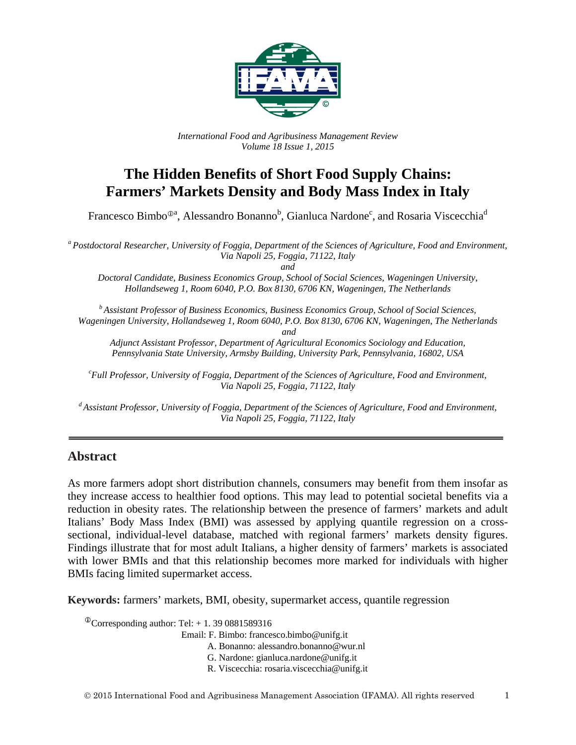*International Food and Agribusiness Management Review*
*Volume 18 Issue 1, 2015*

# The Hidden Benefits of Short Food Supply Chains: Farmers' Markets Density and Body Mass Index in Italy

Francesco Bimbo[ⓘa], Alessandro Bonanno[b], Gianluca Nardone[c], and Rosaria Viscecchia[d]

[a] *Postdoctoral Researcher, University of Foggia, Department of the Sciences of Agriculture, Food and Environment, Via Napoli 25, Foggia, 71122, Italy*
*and*
*Doctoral Candidate, Business Economics Group, School of Social Sciences, Wageningen University, Hollandseweg 1, Room 6040, P.O. Box 8130, 6706 KN, Wageningen, The Netherlands*

[b] *Assistant Professor of Business Economics, Business Economics Group, School of Social Sciences, Wageningen University, Hollandseweg 1, Room 6040, P.O. Box 8130, 6706 KN, Wageningen, The Netherlands*
*and*
*Adjunct Assistant Professor, Department of Agricultural Economics Sociology and Education, Pennsylvania State University, Armsby Building, University Park, Pennsylvania, 16802, USA*

[c] *Full Professor, University of Foggia, Department of the Sciences of Agriculture, Food and Environment, Via Napoli 25, Foggia, 71122, Italy*

[d] *Assistant Professor, University of Foggia, Department of the Sciences of Agriculture, Food and Environment, Via Napoli 25, Foggia, 71122, Italy*

## Abstract

As more farmers adopt short distribution channels, consumers may benefit from them insofar as they increase access to healthier food options. This may lead to potential societal benefits via a reduction in obesity rates. The relationship between the presence of farmers' markets and adult Italians' Body Mass Index (BMI) was assessed by applying quantile regression on a cross-sectional, individual-level database, matched with regional farmers' markets density figures. Findings illustrate that for most adult Italians, a higher density of farmers' markets is associated with lower BMIs and that this relationship becomes more marked for individuals with higher BMIs facing limited supermarket access.

**Keywords:** farmers' markets, BMI, obesity, supermarket access, quantile regression

[ⓘ]Corresponding author: Tel: + 1. 39 0881589316
Email: F. Bimbo: francesco.bimbo@unifg.it
A. Bonanno: alessandro.bonanno@wur.nl
G. Nardone: gianluca.nardone@unifg.it
R. Viscecchia: rosaria.viscecchia@unifg.it

© 2015 International Food and Agribusiness Management Association (IFAMA). All rights reserved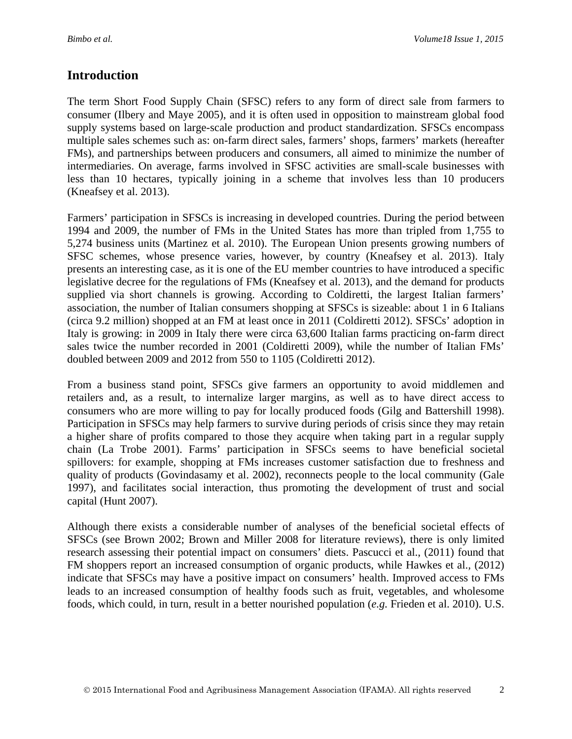## Introduction

The term Short Food Supply Chain (SFSC) refers to any form of direct sale from farmers to consumer (Ilbery and Maye 2005), and it is often used in opposition to mainstream global food supply systems based on large-scale production and product standardization. SFSCs encompass multiple sales schemes such as: on-farm direct sales, farmers' shops, farmers' markets (hereafter FMs), and partnerships between producers and consumers, all aimed to minimize the number of intermediaries. On average, farms involved in SFSC activities are small-scale businesses with less than 10 hectares, typically joining in a scheme that involves less than 10 producers (Kneafsey et al. 2013).

Farmers' participation in SFSCs is increasing in developed countries. During the period between 1994 and 2009, the number of FMs in the United States has more than tripled from 1,755 to 5,274 business units (Martinez et al. 2010). The European Union presents growing numbers of SFSC schemes, whose presence varies, however, by country (Kneafsey et al. 2013). Italy presents an interesting case, as it is one of the EU member countries to have introduced a specific legislative decree for the regulations of FMs (Kneafsey et al. 2013), and the demand for products supplied via short channels is growing. According to Coldiretti, the largest Italian farmers' association, the number of Italian consumers shopping at SFSCs is sizeable: about 1 in 6 Italians (circa 9.2 million) shopped at an FM at least once in 2011 (Coldiretti 2012). SFSCs' adoption in Italy is growing: in 2009 in Italy there were circa 63,600 Italian farms practicing on-farm direct sales twice the number recorded in 2001 (Coldiretti 2009), while the number of Italian FMs' doubled between 2009 and 2012 from 550 to 1105 (Coldiretti 2012).

From a business stand point, SFSCs give farmers an opportunity to avoid middlemen and retailers and, as a result, to internalize larger margins, as well as to have direct access to consumers who are more willing to pay for locally produced foods (Gilg and Battershill 1998). Participation in SFSCs may help farmers to survive during periods of crisis since they may retain a higher share of profits compared to those they acquire when taking part in a regular supply chain (La Trobe 2001). Farms' participation in SFSCs seems to have beneficial societal spillovers: for example, shopping at FMs increases customer satisfaction due to freshness and quality of products (Govindasamy et al. 2002), reconnects people to the local community (Gale 1997), and facilitates social interaction, thus promoting the development of trust and social capital (Hunt 2007).

Although there exists a considerable number of analyses of the beneficial societal effects of SFSCs (see Brown 2002; Brown and Miller 2008 for literature reviews), there is only limited research assessing their potential impact on consumers' diets. Pascucci et al., (2011) found that FM shoppers report an increased consumption of organic products, while Hawkes et al., (2012) indicate that SFSCs may have a positive impact on consumers' health. Improved access to FMs leads to an increased consumption of healthy foods such as fruit, vegetables, and wholesome foods, which could, in turn, result in a better nourished population (*e.g.* Frieden et al. 2010). U.S.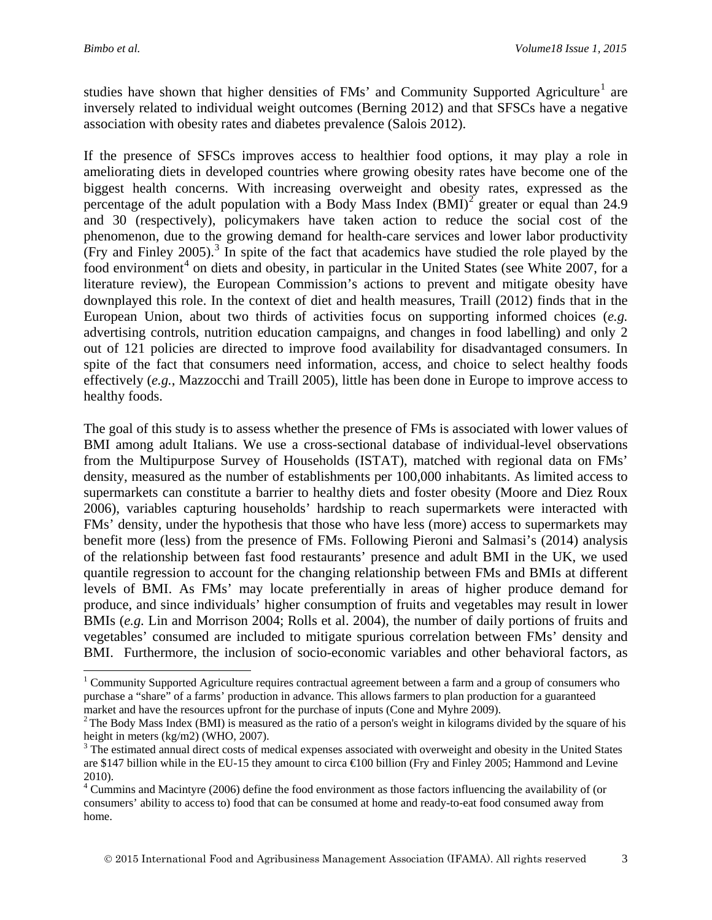studies have shown that higher densities of FMs' and Community Supported Agriculture[1] are inversely related to individual weight outcomes (Berning 2012) and that SFSCs have a negative association with obesity rates and diabetes prevalence (Salois 2012).

If the presence of SFSCs improves access to healthier food options, it may play a role in ameliorating diets in developed countries where growing obesity rates have become one of the biggest health concerns. With increasing overweight and obesity rates, expressed as the percentage of the adult population with a Body Mass Index (BMI)[2] greater or equal than 24.9 and 30 (respectively), policymakers have taken action to reduce the social cost of the phenomenon, due to the growing demand for health-care services and lower labor productivity (Fry and Finley 2005).[3] In spite of the fact that academics have studied the role played by the food environment[4] on diets and obesity, in particular in the United States (see White 2007, for a literature review), the European Commission's actions to prevent and mitigate obesity have downplayed this role. In the context of diet and health measures, Traill (2012) finds that in the European Union, about two thirds of activities focus on supporting informed choices (*e.g.* advertising controls, nutrition education campaigns, and changes in food labelling) and only 2 out of 121 policies are directed to improve food availability for disadvantaged consumers. In spite of the fact that consumers need information, access, and choice to select healthy foods effectively (*e.g.*, Mazzocchi and Traill 2005), little has been done in Europe to improve access to healthy foods.

The goal of this study is to assess whether the presence of FMs is associated with lower values of BMI among adult Italians. We use a cross-sectional database of individual-level observations from the Multipurpose Survey of Households (ISTAT), matched with regional data on FMs' density, measured as the number of establishments per 100,000 inhabitants. As limited access to supermarkets can constitute a barrier to healthy diets and foster obesity (Moore and Diez Roux 2006), variables capturing households' hardship to reach supermarkets were interacted with FMs' density, under the hypothesis that those who have less (more) access to supermarkets may benefit more (less) from the presence of FMs. Following Pieroni and Salmasi's (2014) analysis of the relationship between fast food restaurants' presence and adult BMI in the UK, we used quantile regression to account for the changing relationship between FMs and BMIs at different levels of BMI. As FMs' may locate preferentially in areas of higher produce demand for produce, and since individuals' higher consumption of fruits and vegetables may result in lower BMIs (*e.g.* Lin and Morrison 2004; Rolls et al. 2004), the number of daily portions of fruits and vegetables' consumed are included to mitigate spurious correlation between FMs' density and BMI. Furthermore, the inclusion of socio-economic variables and other behavioral factors, as

---

[1] Community Supported Agriculture requires contractual agreement between a farm and a group of consumers who purchase a "share" of a farms' production in advance. This allows farmers to plan production for a guaranteed market and have the resources upfront for the purchase of inputs (Cone and Myhre 2009).

[2] The Body Mass Index (BMI) is measured as the ratio of a person's weight in kilograms divided by the square of his height in meters (kg/m2) (WHO, 2007).

[3] The estimated annual direct costs of medical expenses associated with overweight and obesity in the United States are $147 billion while in the EU-15 they amount to circa €100 billion (Fry and Finley 2005; Hammond and Levine 2010).

[4] Cummins and Macintyre (2006) define the food environment as those factors influencing the availability of (or consumers' ability to access to) food that can be consumed at home and ready-to-eat food consumed away from home.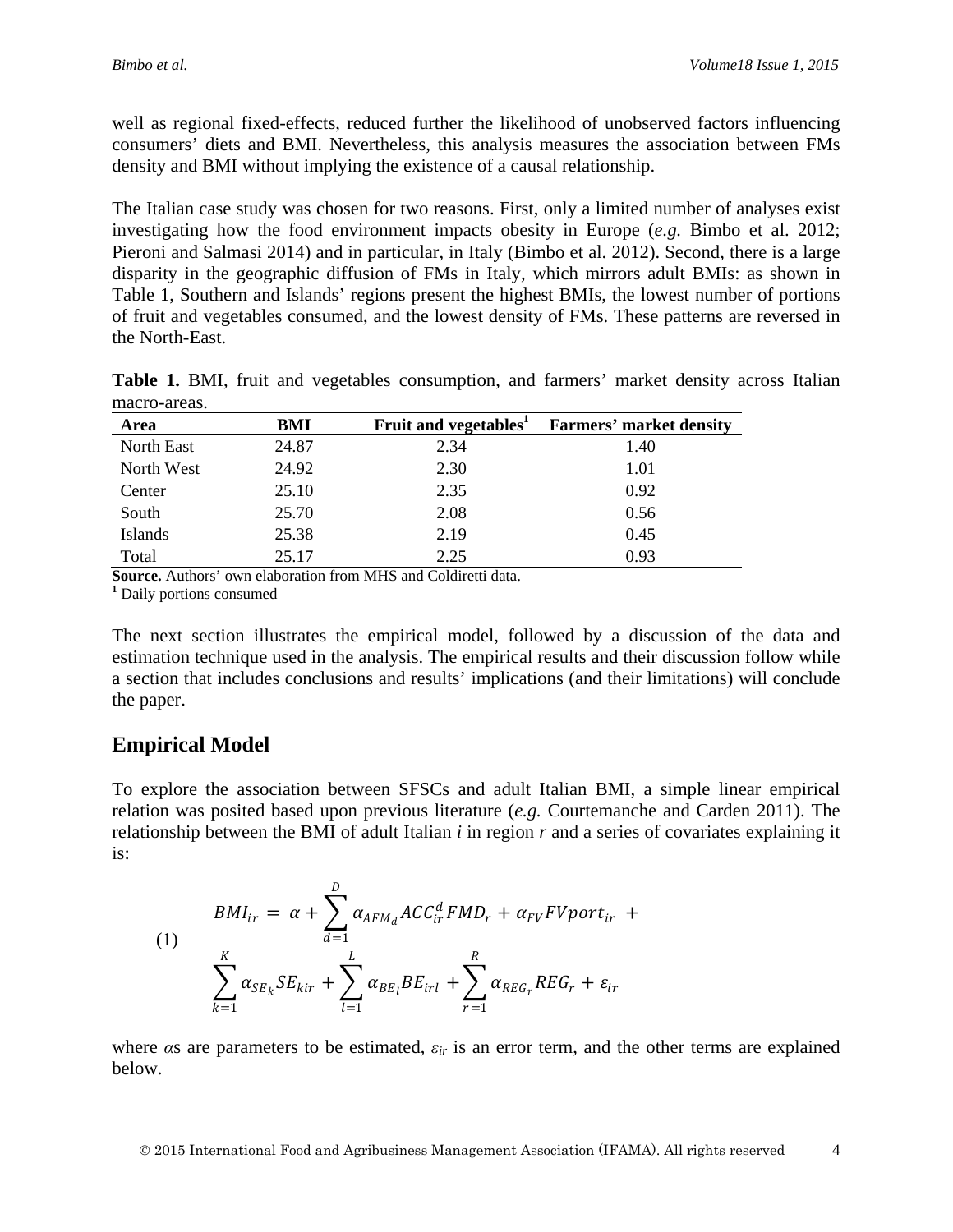well as regional fixed-effects, reduced further the likelihood of unobserved factors influencing consumers' diets and BMI. Nevertheless, this analysis measures the association between FMs density and BMI without implying the existence of a causal relationship.

The Italian case study was chosen for two reasons. First, only a limited number of analyses exist investigating how the food environment impacts obesity in Europe (*e.g.* Bimbo et al. 2012; Pieroni and Salmasi 2014) and in particular, in Italy (Bimbo et al. 2012). Second, there is a large disparity in the geographic diffusion of FMs in Italy, which mirrors adult BMIs: as shown in Table 1, Southern and Islands' regions present the highest BMIs, the lowest number of portions of fruit and vegetables consumed, and the lowest density of FMs. These patterns are reversed in the North-East.

**Table 1.** BMI, fruit and vegetables consumption, and farmers' market density across Italian macro-areas.

| Area | BMI | Fruit and vegetables[1] | Farmers' market density |
|---|---|---|---|
| North East | 24.87 | 2.34 | 1.40 |
| North West | 24.92 | 2.30 | 1.01 |
| Center | 25.10 | 2.35 | 0.92 |
| South | 25.70 | 2.08 | 0.56 |
| Islands | 25.38 | 2.19 | 0.45 |
| Total | 25.17 | 2.25 | 0.93 |

**Source.** Authors' own elaboration from MHS and Coldiretti data.
[1] Daily portions consumed

The next section illustrates the empirical model, followed by a discussion of the data and estimation technique used in the analysis. The empirical results and their discussion follow while a section that includes conclusions and results' implications (and their limitations) will conclude the paper.

## Empirical Model

To explore the association between SFSCs and adult Italian BMI, a simple linear empirical relation was posited based upon previous literature (*e.g.* Courtemanche and Carden 2011). The relationship between the BMI of adult Italian *i* in region *r* and a series of covariates explaining it is:

$$
\begin{aligned}
(1) \quad & BMI_{ir} = \alpha + \sum_{d=1}^{D} \alpha_{AFM_d} ACC_{ir}^{d} FMD_r + \alpha_{FV} FVport_{ir} + \\
& \sum_{k=1}^{K} \alpha_{SE_k} SE_{kir} + \sum_{l=1}^{L} \alpha_{BE_l} BE_{irl} + \sum_{r=1}^{R} \alpha_{REG_r} REG_r + \varepsilon_{ir}
\end{aligned}
$$

where $\alpha$s are parameters to be estimated, $\varepsilon_{ir}$ is an error term, and the other terms are explained below.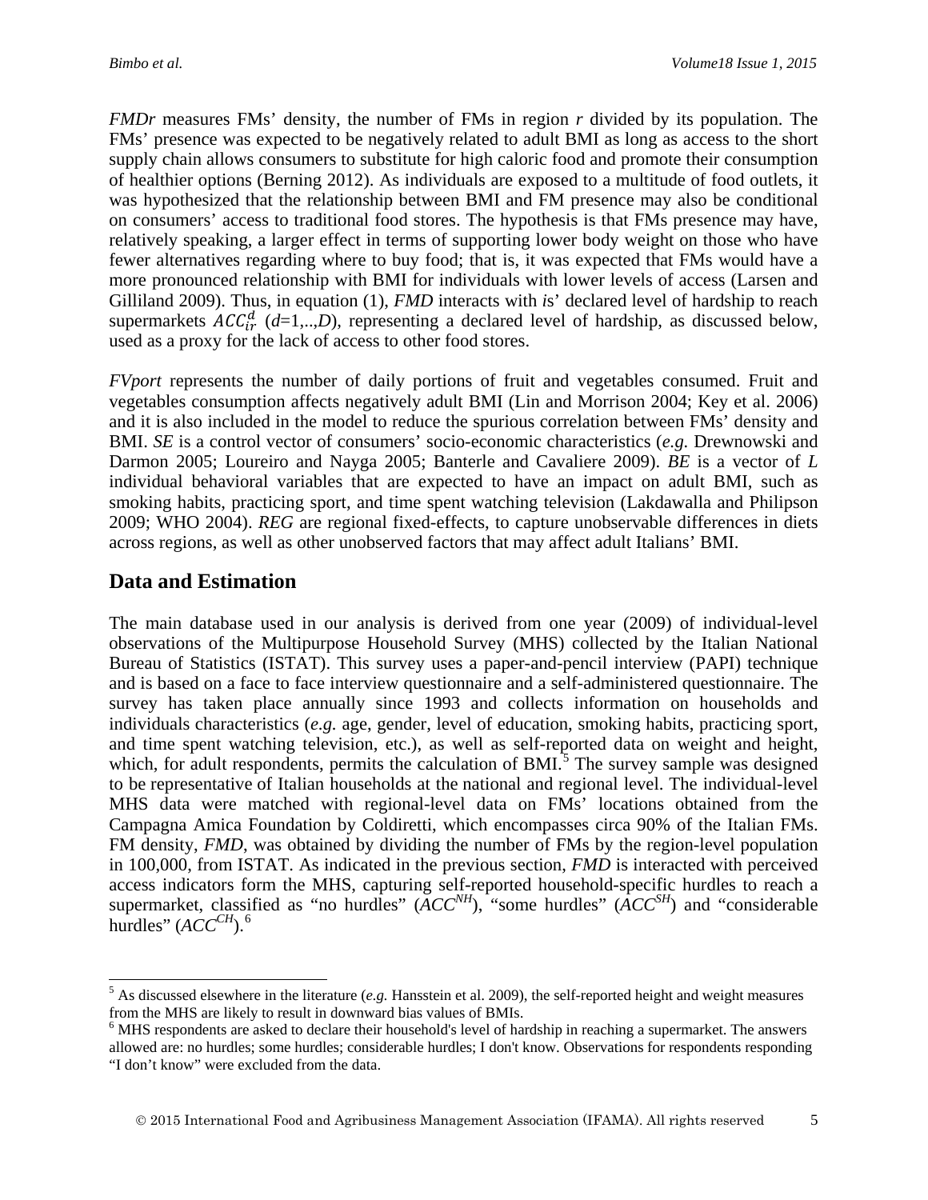*FMDr* measures FMs' density, the number of FMs in region *r* divided by its population. The FMs' presence was expected to be negatively related to adult BMI as long as access to the short supply chain allows consumers to substitute for high caloric food and promote their consumption of healthier options (Berning 2012). As individuals are exposed to a multitude of food outlets, it was hypothesized that the relationship between BMI and FM presence may also be conditional on consumers' access to traditional food stores. The hypothesis is that FMs presence may have, relatively speaking, a larger effect in terms of supporting lower body weight on those who have fewer alternatives regarding where to buy food; that is, it was expected that FMs would have a more pronounced relationship with BMI for individuals with lower levels of access (Larsen and Gilliland 2009). Thus, in equation (1), *FMD* interacts with *i*s' declared level of hardship to reach supermarkets $ACC_{ir}^{d}$ ($d$=1,..,$D$), representing a declared level of hardship, as discussed below, used as a proxy for the lack of access to other food stores.

*FVport* represents the number of daily portions of fruit and vegetables consumed. Fruit and vegetables consumption affects negatively adult BMI (Lin and Morrison 2004; Key et al. 2006) and it is also included in the model to reduce the spurious correlation between FMs' density and BMI. *SE* is a control vector of consumers' socio-economic characteristics (*e.g.* Drewnowski and Darmon 2005; Loureiro and Nayga 2005; Banterle and Cavaliere 2009). *BE* is a vector of *L* individual behavioral variables that are expected to have an impact on adult BMI, such as smoking habits, practicing sport, and time spent watching television (Lakdawalla and Philipson 2009; WHO 2004). *REG* are regional fixed-effects, to capture unobservable differences in diets across regions, as well as other unobserved factors that may affect adult Italians' BMI.

## Data and Estimation

The main database used in our analysis is derived from one year (2009) of individual-level observations of the Multipurpose Household Survey (MHS) collected by the Italian National Bureau of Statistics (ISTAT). This survey uses a paper-and-pencil interview (PAPI) technique and is based on a face to face interview questionnaire and a self-administered questionnaire. The survey has taken place annually since 1993 and collects information on households and individuals characteristics (*e.g.* age, gender, level of education, smoking habits, practicing sport, and time spent watching television, etc.), as well as self-reported data on weight and height, which, for adult respondents, permits the calculation of BMI.[5] The survey sample was designed to be representative of Italian households at the national and regional level. The individual-level MHS data were matched with regional-level data on FMs' locations obtained from the Campagna Amica Foundation by Coldiretti, which encompasses circa 90% of the Italian FMs. FM density, *FMD*, was obtained by dividing the number of FMs by the region-level population in 100,000, from ISTAT. As indicated in the previous section, *FMD* is interacted with perceived access indicators form the MHS, capturing self-reported household-specific hurdles to reach a supermarket, classified as "no hurdles" ($ACC^{NH}$), "some hurdles" ($ACC^{SH}$) and "considerable hurdles" ($ACC^{CH}$).[6]

---

[5] As discussed elsewhere in the literature (*e.g.* Hansstein et al. 2009), the self-reported height and weight measures from the MHS are likely to result in downward bias values of BMIs.

[6] MHS respondents are asked to declare their household's level of hardship in reaching a supermarket. The answers allowed are: no hurdles; some hurdles; considerable hurdles; I don't know. Observations for respondents responding "I don't know" were excluded from the data.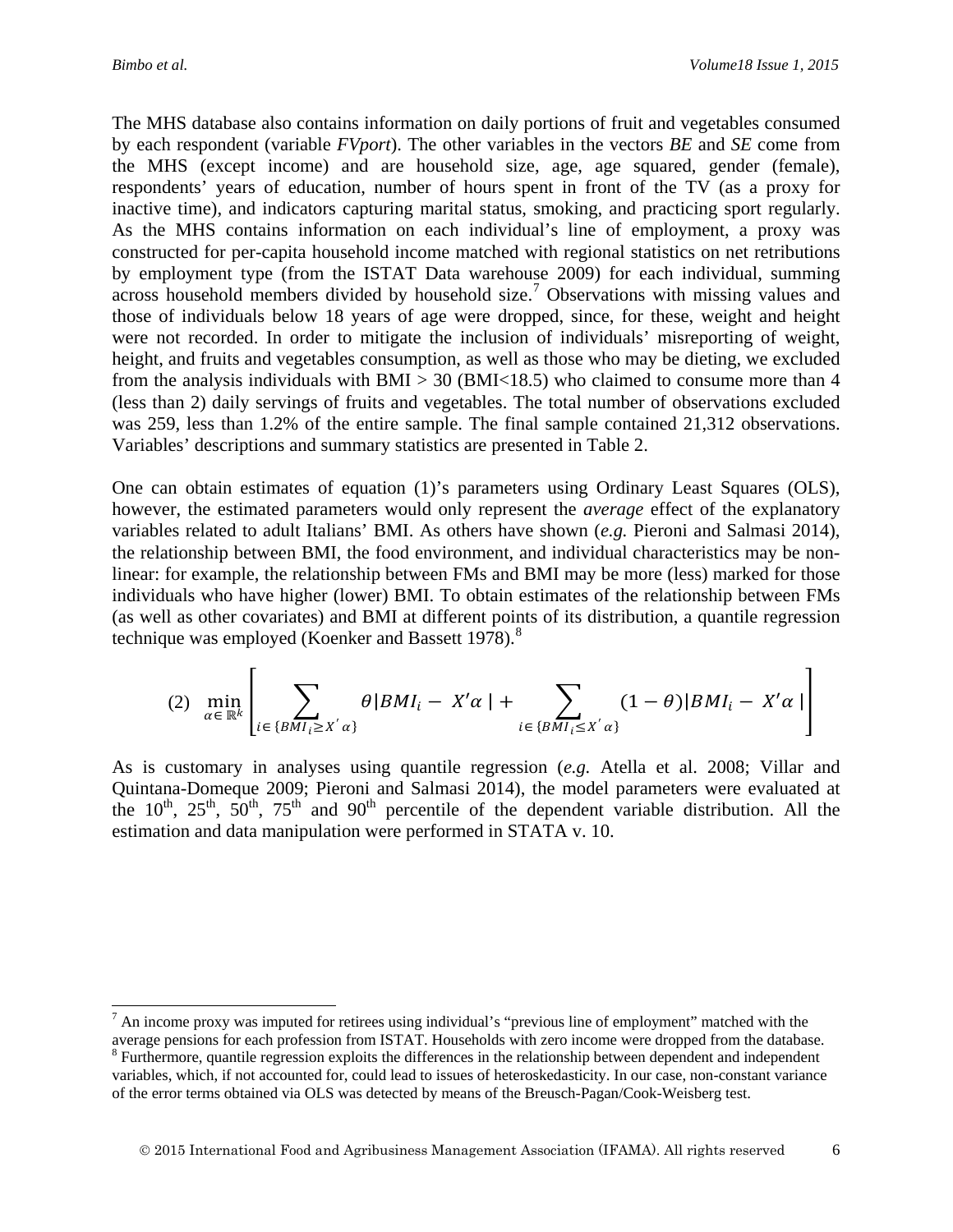The MHS database also contains information on daily portions of fruit and vegetables consumed by each respondent (variable *FVport*). The other variables in the vectors *BE* and *SE* come from the MHS (except income) and are household size, age, age squared, gender (female), respondents' years of education, number of hours spent in front of the TV (as a proxy for inactive time), and indicators capturing marital status, smoking, and practicing sport regularly. As the MHS contains information on each individual's line of employment, a proxy was constructed for per-capita household income matched with regional statistics on net retributions by employment type (from the ISTAT Data warehouse 2009) for each individual, summing across household members divided by household size.[7] Observations with missing values and those of individuals below 18 years of age were dropped, since, for these, weight and height were not recorded. In order to mitigate the inclusion of individuals' misreporting of weight, height, and fruits and vegetables consumption, as well as those who may be dieting, we excluded from the analysis individuals with BMI > 30 (BMI<18.5) who claimed to consume more than 4 (less than 2) daily servings of fruits and vegetables. The total number of observations excluded was 259, less than 1.2% of the entire sample. The final sample contained 21,312 observations. Variables' descriptions and summary statistics are presented in Table 2.

One can obtain estimates of equation (1)'s parameters using Ordinary Least Squares (OLS), however, the estimated parameters would only represent the *average* effect of the explanatory variables related to adult Italians' BMI. As others have shown (*e.g.* Pieroni and Salmasi 2014), the relationship between BMI, the food environment, and individual characteristics may be non-linear: for example, the relationship between FMs and BMI may be more (less) marked for those individuals who have higher (lower) BMI. To obtain estimates of the relationship between FMs (as well as other covariates) and BMI at different points of its distribution, a quantile regression technique was employed (Koenker and Bassett 1978).[8]

$$(2) \quad \min_{\alpha \in \mathbb{R}^k} \left[ \sum_{i \in \{BMI_i \geq X'\alpha\}} \theta |BMI_i - X'\alpha| + \sum_{i \in \{BMI_i \leq X'\alpha\}} (1-\theta) |BMI_i - X'\alpha| \right]$$

As is customary in analyses using quantile regression (*e.g.* Atella et al. 2008; Villar and Quintana-Domeque 2009; Pieroni and Salmasi 2014), the model parameters were evaluated at the 10th, 25th, 50th, 75th and 90th percentile of the dependent variable distribution. All the estimation and data manipulation were performed in STATA v. 10.

---

[7] An income proxy was imputed for retirees using individual's "previous line of employment" matched with the average pensions for each profession from ISTAT. Households with zero income were dropped from the database.

[8] Furthermore, quantile regression exploits the differences in the relationship between dependent and independent variables, which, if not accounted for, could lead to issues of heteroskedasticity. In our case, non-constant variance of the error terms obtained via OLS was detected by means of the Breusch-Pagan/Cook-Weisberg test.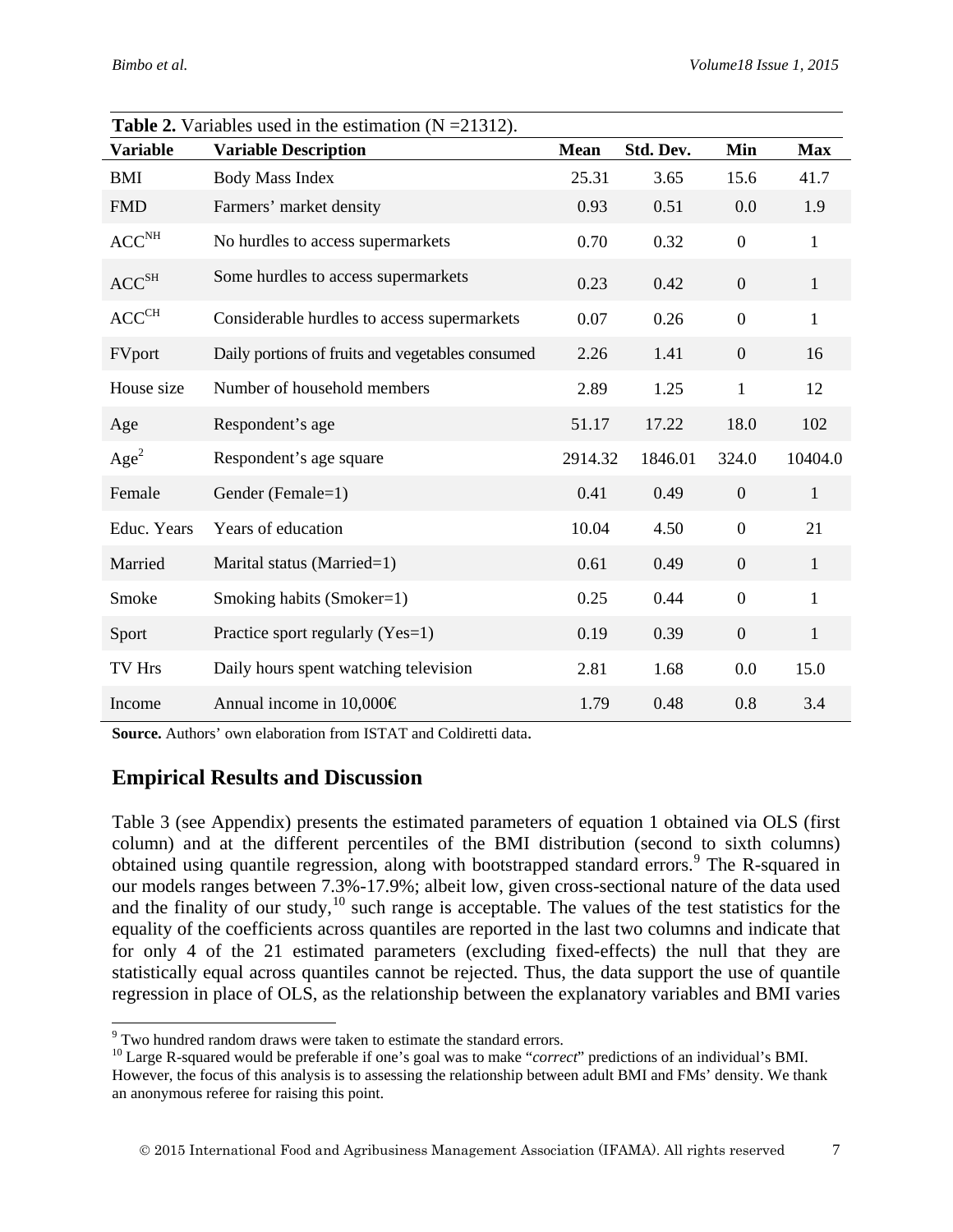**Table 2.** Variables used in the estimation (N =21312).

| Variable | Variable Description | Mean | Std. Dev. | Min | Max |
|---|---|---|---|---|---|
| BMI | Body Mass Index | 25.31 | 3.65 | 15.6 | 41.7 |
| FMD | Farmers' market density | 0.93 | 0.51 | 0.0 | 1.9 |
| $ACC^{NH}$ | No hurdles to access supermarkets | 0.70 | 0.32 | 0 | 1 |
| $ACC^{SH}$ | Some hurdles to access supermarkets | 0.23 | 0.42 | 0 | 1 |
| $ACC^{CH}$ | Considerable hurdles to access supermarkets | 0.07 | 0.26 | 0 | 1 |
| FVport | Daily portions of fruits and vegetables consumed | 2.26 | 1.41 | 0 | 16 |
| House size | Number of household members | 2.89 | 1.25 | 1 | 12 |
| Age | Respondent's age | 51.17 | 17.22 | 18.0 | 102 |
| $Age^2$ | Respondent's age square | 2914.32 | 1846.01 | 324.0 | 10404.0 |
| Female | Gender (Female=1) | 0.41 | 0.49 | 0 | 1 |
| Educ. Years | Years of education | 10.04 | 4.50 | 0 | 21 |
| Married | Marital status (Married=1) | 0.61 | 0.49 | 0 | 1 |
| Smoke | Smoking habits (Smoker=1) | 0.25 | 0.44 | 0 | 1 |
| Sport | Practice sport regularly (Yes=1) | 0.19 | 0.39 | 0 | 1 |
| TV Hrs | Daily hours spent watching television | 2.81 | 1.68 | 0.0 | 15.0 |
| Income | Annual income in 10,000€ | 1.79 | 0.48 | 0.8 | 3.4 |

**Source.** Authors' own elaboration from ISTAT and Coldiretti data.

## Empirical Results and Discussion

Table 3 (see Appendix) presents the estimated parameters of equation 1 obtained via OLS (first column) and at the different percentiles of the BMI distribution (second to sixth columns) obtained using quantile regression, along with bootstrapped standard errors.[9] The R-squared in our models ranges between 7.3%-17.9%; albeit low, given cross-sectional nature of the data used and the finality of our study,[10] such range is acceptable. The values of the test statistics for the equality of the coefficients across quantiles are reported in the last two columns and indicate that for only 4 of the 21 estimated parameters (excluding fixed-effects) the null that they are statistically equal across quantiles cannot be rejected. Thus, the data support the use of quantile regression in place of OLS, as the relationship between the explanatory variables and BMI varies

[9] Two hundred random draws were taken to estimate the standard errors.

[10] Large R-squared would be preferable if one's goal was to make "*correct*" predictions of an individual's BMI. However, the focus of this analysis is to assessing the relationship between adult BMI and FMs' density. We thank an anonymous referee for raising this point.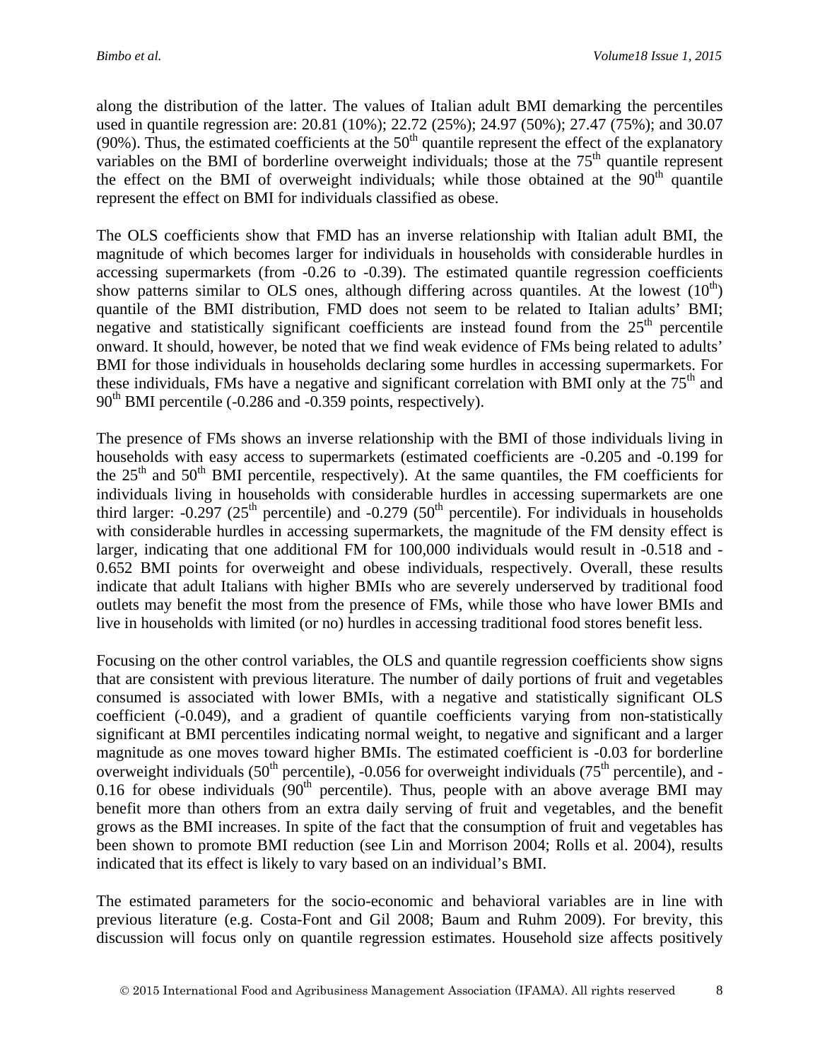along the distribution of the latter. The values of Italian adult BMI demarking the percentiles used in quantile regression are: 20.81 (10%); 22.72 (25%); 24.97 (50%); 27.47 (75%); and 30.07 (90%). Thus, the estimated coefficients at the 50th quantile represent the effect of the explanatory variables on the BMI of borderline overweight individuals; those at the 75th quantile represent the effect on the BMI of overweight individuals; while those obtained at the 90th quantile represent the effect on BMI for individuals classified as obese.

The OLS coefficients show that FMD has an inverse relationship with Italian adult BMI, the magnitude of which becomes larger for individuals in households with considerable hurdles in accessing supermarkets (from -0.26 to -0.39). The estimated quantile regression coefficients show patterns similar to OLS ones, although differing across quantiles. At the lowest (10th) quantile of the BMI distribution, FMD does not seem to be related to Italian adults' BMI; negative and statistically significant coefficients are instead found from the 25th percentile onward. It should, however, be noted that we find weak evidence of FMs being related to adults' BMI for those individuals in households declaring some hurdles in accessing supermarkets. For these individuals, FMs have a negative and significant correlation with BMI only at the 75th and 90th BMI percentile (-0.286 and -0.359 points, respectively).

The presence of FMs shows an inverse relationship with the BMI of those individuals living in households with easy access to supermarkets (estimated coefficients are -0.205 and -0.199 for the 25th and 50th BMI percentile, respectively). At the same quantiles, the FM coefficients for individuals living in households with considerable hurdles in accessing supermarkets are one third larger: -0.297 (25th percentile) and -0.279 (50th percentile). For individuals in households with considerable hurdles in accessing supermarkets, the magnitude of the FM density effect is larger, indicating that one additional FM for 100,000 individuals would result in -0.518 and -0.652 BMI points for overweight and obese individuals, respectively. Overall, these results indicate that adult Italians with higher BMIs who are severely underserved by traditional food outlets may benefit the most from the presence of FMs, while those who have lower BMIs and live in households with limited (or no) hurdles in accessing traditional food stores benefit less.

Focusing on the other control variables, the OLS and quantile regression coefficients show signs that are consistent with previous literature. The number of daily portions of fruit and vegetables consumed is associated with lower BMIs, with a negative and statistically significant OLS coefficient (-0.049), and a gradient of quantile coefficients varying from non-statistically significant at BMI percentiles indicating normal weight, to negative and significant and a larger magnitude as one moves toward higher BMIs. The estimated coefficient is -0.03 for borderline overweight individuals (50th percentile), -0.056 for overweight individuals (75th percentile), and -0.16 for obese individuals (90th percentile). Thus, people with an above average BMI may benefit more than others from an extra daily serving of fruit and vegetables, and the benefit grows as the BMI increases. In spite of the fact that the consumption of fruit and vegetables has been shown to promote BMI reduction (see Lin and Morrison 2004; Rolls et al. 2004), results indicated that its effect is likely to vary based on an individual's BMI.

The estimated parameters for the socio-economic and behavioral variables are in line with previous literature (e.g. Costa-Font and Gil 2008; Baum and Ruhm 2009). For brevity, this discussion will focus only on quantile regression estimates. Household size affects positively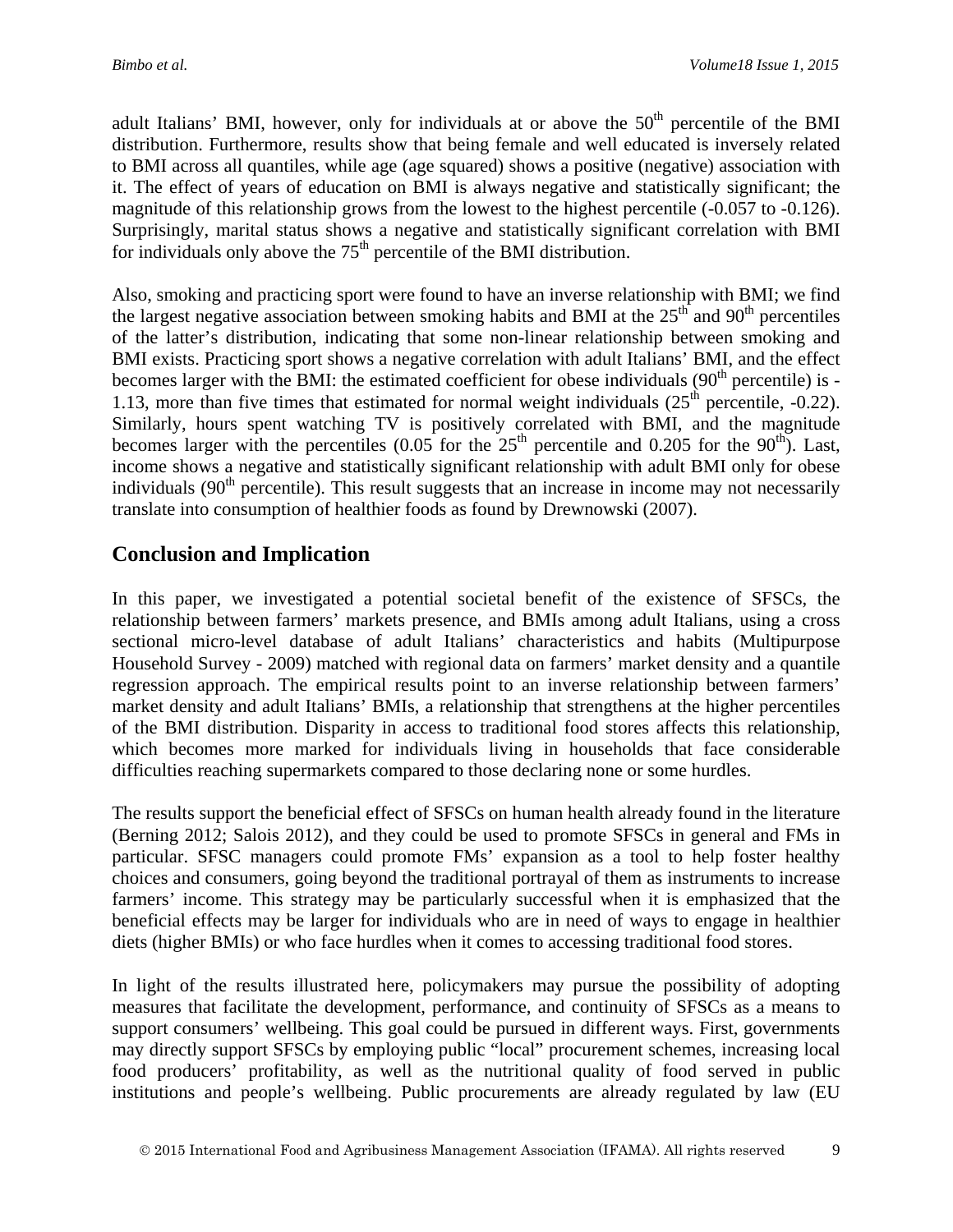adult Italians' BMI, however, only for individuals at or above the 50th percentile of the BMI distribution. Furthermore, results show that being female and well educated is inversely related to BMI across all quantiles, while age (age squared) shows a positive (negative) association with it. The effect of years of education on BMI is always negative and statistically significant; the magnitude of this relationship grows from the lowest to the highest percentile (-0.057 to -0.126). Surprisingly, marital status shows a negative and statistically significant correlation with BMI for individuals only above the 75th percentile of the BMI distribution.

Also, smoking and practicing sport were found to have an inverse relationship with BMI; we find the largest negative association between smoking habits and BMI at the 25th and 90th percentiles of the latter's distribution, indicating that some non-linear relationship between smoking and BMI exists. Practicing sport shows a negative correlation with adult Italians' BMI, and the effect becomes larger with the BMI: the estimated coefficient for obese individuals (90th percentile) is -1.13, more than five times that estimated for normal weight individuals (25th percentile, -0.22). Similarly, hours spent watching TV is positively correlated with BMI, and the magnitude becomes larger with the percentiles (0.05 for the 25th percentile and 0.205 for the 90th). Last, income shows a negative and statistically significant relationship with adult BMI only for obese individuals (90th percentile). This result suggests that an increase in income may not necessarily translate into consumption of healthier foods as found by Drewnowski (2007).

## Conclusion and Implication

In this paper, we investigated a potential societal benefit of the existence of SFSCs, the relationship between farmers' markets presence, and BMIs among adult Italians, using a cross sectional micro-level database of adult Italians' characteristics and habits (Multipurpose Household Survey - 2009) matched with regional data on farmers' market density and a quantile regression approach. The empirical results point to an inverse relationship between farmers' market density and adult Italians' BMIs, a relationship that strengthens at the higher percentiles of the BMI distribution. Disparity in access to traditional food stores affects this relationship, which becomes more marked for individuals living in households that face considerable difficulties reaching supermarkets compared to those declaring none or some hurdles.

The results support the beneficial effect of SFSCs on human health already found in the literature (Berning 2012; Salois 2012), and they could be used to promote SFSCs in general and FMs in particular. SFSC managers could promote FMs' expansion as a tool to help foster healthy choices and consumers, going beyond the traditional portrayal of them as instruments to increase farmers' income. This strategy may be particularly successful when it is emphasized that the beneficial effects may be larger for individuals who are in need of ways to engage in healthier diets (higher BMIs) or who face hurdles when it comes to accessing traditional food stores.

In light of the results illustrated here, policymakers may pursue the possibility of adopting measures that facilitate the development, performance, and continuity of SFSCs as a means to support consumers' wellbeing. This goal could be pursued in different ways. First, governments may directly support SFSCs by employing public "local" procurement schemes, increasing local food producers' profitability, as well as the nutritional quality of food served in public institutions and people's wellbeing. Public procurements are already regulated by law (EU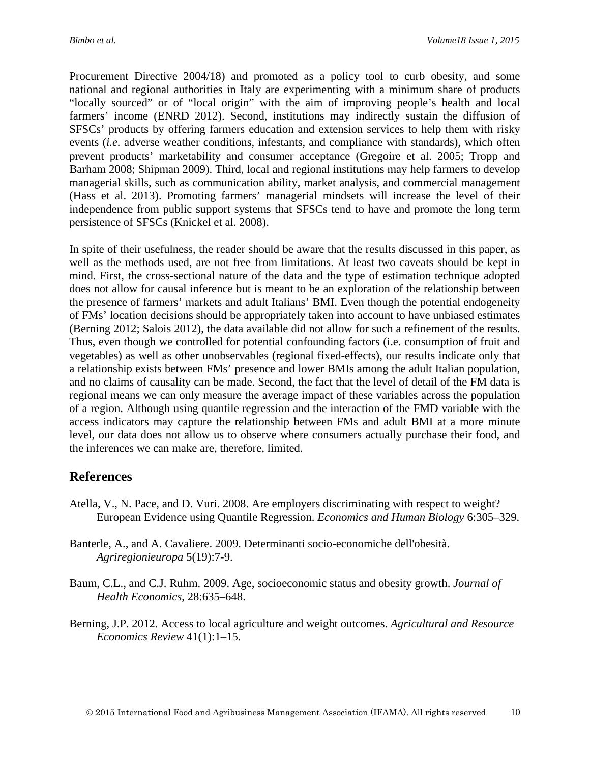Procurement Directive 2004/18) and promoted as a policy tool to curb obesity, and some national and regional authorities in Italy are experimenting with a minimum share of products "locally sourced" or of "local origin" with the aim of improving people's health and local farmers' income (ENRD 2012). Second, institutions may indirectly sustain the diffusion of SFSCs' products by offering farmers education and extension services to help them with risky events (*i.e.* adverse weather conditions, infestants, and compliance with standards), which often prevent products' marketability and consumer acceptance (Gregoire et al. 2005; Tropp and Barham 2008; Shipman 2009). Third, local and regional institutions may help farmers to develop managerial skills, such as communication ability, market analysis, and commercial management (Hass et al. 2013). Promoting farmers' managerial mindsets will increase the level of their independence from public support systems that SFSCs tend to have and promote the long term persistence of SFSCs (Knickel et al. 2008).

In spite of their usefulness, the reader should be aware that the results discussed in this paper, as well as the methods used, are not free from limitations. At least two caveats should be kept in mind. First, the cross-sectional nature of the data and the type of estimation technique adopted does not allow for causal inference but is meant to be an exploration of the relationship between the presence of farmers' markets and adult Italians' BMI. Even though the potential endogeneity of FMs' location decisions should be appropriately taken into account to have unbiased estimates (Berning 2012; Salois 2012), the data available did not allow for such a refinement of the results. Thus, even though we controlled for potential confounding factors (i.e. consumption of fruit and vegetables) as well as other unobservables (regional fixed-effects), our results indicate only that a relationship exists between FMs' presence and lower BMIs among the adult Italian population, and no claims of causality can be made. Second, the fact that the level of detail of the FM data is regional means we can only measure the average impact of these variables across the population of a region. Although using quantile regression and the interaction of the FMD variable with the access indicators may capture the relationship between FMs and adult BMI at a more minute level, our data does not allow us to observe where consumers actually purchase their food, and the inferences we can make are, therefore, limited.

## References

Atella, V., N. Pace, and D. Vuri. 2008. Are employers discriminating with respect to weight? European Evidence using Quantile Regression. *Economics and Human Biology* 6:305–329.

Banterle, A., and A. Cavaliere. 2009. Determinanti socio-economiche dell'obesità. *Agriregionieuropa* 5(19):7-9.

Baum, C.L., and C.J. Ruhm. 2009. Age, socioeconomic status and obesity growth. *Journal of Health Economics*, 28:635–648.

Berning, J.P. 2012. Access to local agriculture and weight outcomes. *Agricultural and Resource Economics Review* 41(1):1–15.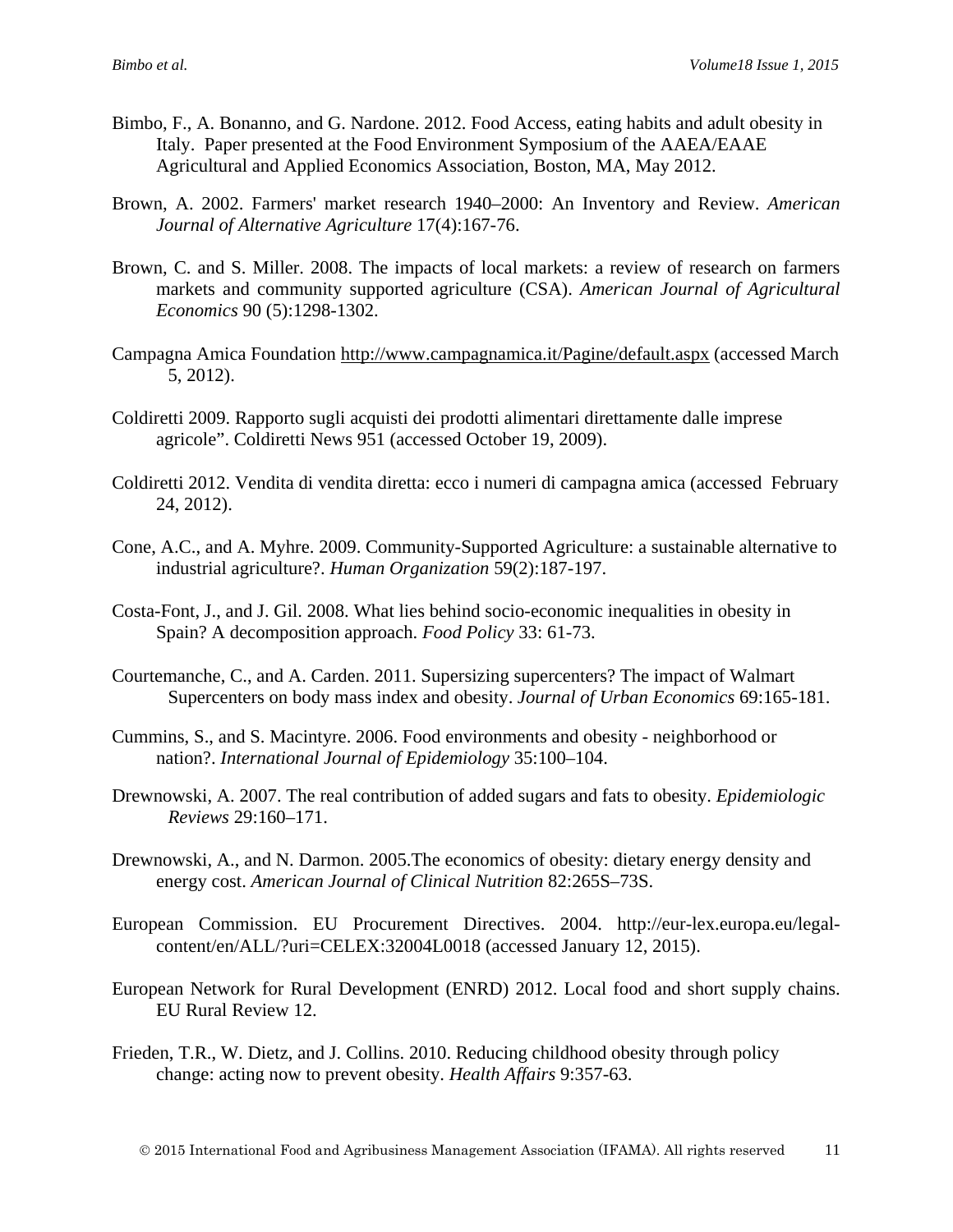Bimbo, F., A. Bonanno, and G. Nardone. 2012. Food Access, eating habits and adult obesity in Italy. Paper presented at the Food Environment Symposium of the AAEA/EAAE Agricultural and Applied Economics Association, Boston, MA, May 2012.

Brown, A. 2002. Farmers' market research 1940–2000: An Inventory and Review. *American Journal of Alternative Agriculture* 17(4):167-76.

Brown, C. and S. Miller. 2008. The impacts of local markets: a review of research on farmers markets and community supported agriculture (CSA). *American Journal of Agricultural Economics* 90 (5):1298-1302.

Campagna Amica Foundation http://www.campagnamica.it/Pagine/default.aspx (accessed March 5, 2012).

Coldiretti 2009. Rapporto sugli acquisti dei prodotti alimentari direttamente dalle imprese agricole". Coldiretti News 951 (accessed October 19, 2009).

Coldiretti 2012. Vendita di vendita diretta: ecco i numeri di campagna amica (accessed February 24, 2012).

Cone, A.C., and A. Myhre. 2009. Community-Supported Agriculture: a sustainable alternative to industrial agriculture?. *Human Organization* 59(2):187-197.

Costa-Font, J., and J. Gil. 2008. What lies behind socio-economic inequalities in obesity in Spain? A decomposition approach. *Food Policy* 33: 61-73.

Courtemanche, C., and A. Carden. 2011. Supersizing supercenters? The impact of Walmart Supercenters on body mass index and obesity. *Journal of Urban Economics* 69:165-181.

Cummins, S., and S. Macintyre. 2006. Food environments and obesity - neighborhood or nation?. *International Journal of Epidemiology* 35:100–104.

Drewnowski, A. 2007. The real contribution of added sugars and fats to obesity. *Epidemiologic Reviews* 29:160–171.

Drewnowski, A., and N. Darmon. 2005.The economics of obesity: dietary energy density and energy cost. *American Journal of Clinical Nutrition* 82:265S–73S.

European Commission. EU Procurement Directives. 2004. http://eur-lex.europa.eu/legal-content/en/ALL/?uri=CELEX:32004L0018 (accessed January 12, 2015).

European Network for Rural Development (ENRD) 2012. Local food and short supply chains. EU Rural Review 12.

Frieden, T.R., W. Dietz, and J. Collins. 2010. Reducing childhood obesity through policy change: acting now to prevent obesity. *Health Affairs* 9:357-63.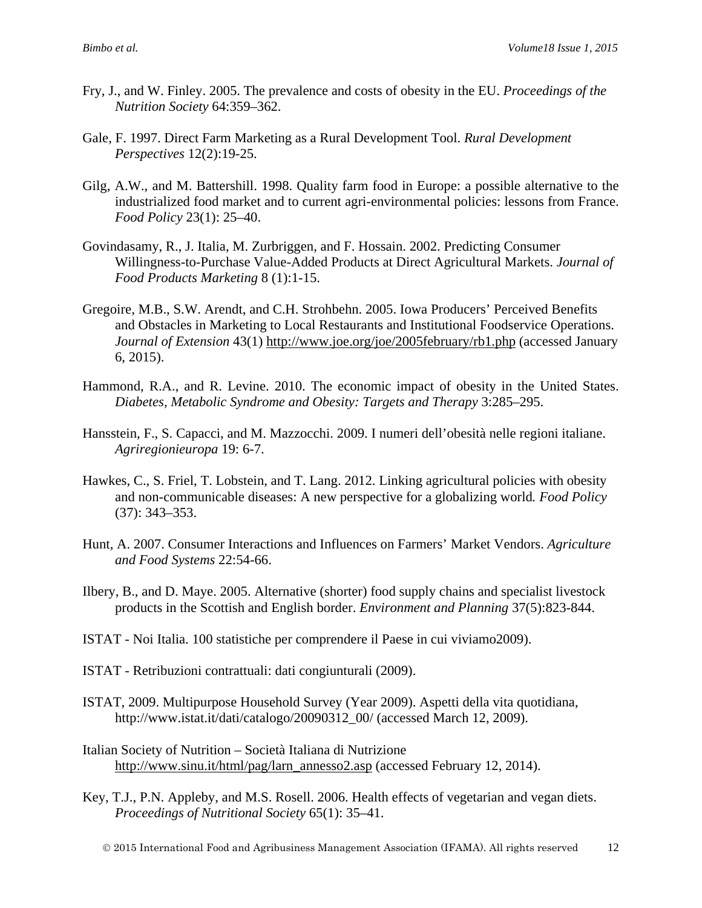Fry, J., and W. Finley. 2005. The prevalence and costs of obesity in the EU. *Proceedings of the Nutrition Society* 64:359–362.

Gale, F. 1997. Direct Farm Marketing as a Rural Development Tool. *Rural Development Perspectives* 12(2):19-25.

Gilg, A.W., and M. Battershill. 1998. Quality farm food in Europe: a possible alternative to the industrialized food market and to current agri-environmental policies: lessons from France. *Food Policy* 23(1): 25–40.

Govindasamy, R., J. Italia, M. Zurbriggen, and F. Hossain. 2002. Predicting Consumer Willingness-to-Purchase Value-Added Products at Direct Agricultural Markets. *Journal of Food Products Marketing* 8 (1):1-15.

Gregoire, M.B., S.W. Arendt, and C.H. Strohbehn. 2005. Iowa Producers' Perceived Benefits and Obstacles in Marketing to Local Restaurants and Institutional Foodservice Operations. *Journal of Extension* 43(1) http://www.joe.org/joe/2005february/rb1.php (accessed January 6, 2015).

Hammond, R.A., and R. Levine. 2010. The economic impact of obesity in the United States. *Diabetes, Metabolic Syndrome and Obesity: Targets and Therapy* 3:285–295.

Hansstein, F., S. Capacci, and M. Mazzocchi. 2009. I numeri dell'obesità nelle regioni italiane. *Agriregionieuropa* 19: 6-7.

Hawkes, C., S. Friel, T. Lobstein, and T. Lang. 2012. Linking agricultural policies with obesity and non-communicable diseases: A new perspective for a globalizing world. *Food Policy* (37): 343–353.

Hunt, A. 2007. Consumer Interactions and Influences on Farmers' Market Vendors. *Agriculture and Food Systems* 22:54-66.

Ilbery, B., and D. Maye. 2005. Alternative (shorter) food supply chains and specialist livestock products in the Scottish and English border. *Environment and Planning* 37(5):823-844.

ISTAT - Noi Italia. 100 statistiche per comprendere il Paese in cui viviamo2009).

ISTAT - Retribuzioni contrattuali: dati congiunturali (2009).

ISTAT, 2009. Multipurpose Household Survey (Year 2009). Aspetti della vita quotidiana, http://www.istat.it/dati/catalogo/20090312_00/ (accessed March 12, 2009).

Italian Society of Nutrition – Società Italiana di Nutrizione http://www.sinu.it/html/pag/larn_annesso2.asp (accessed February 12, 2014).

Key, T.J., P.N. Appleby, and M.S. Rosell. 2006. Health effects of vegetarian and vegan diets. *Proceedings of Nutritional Society* 65(1): 35–41.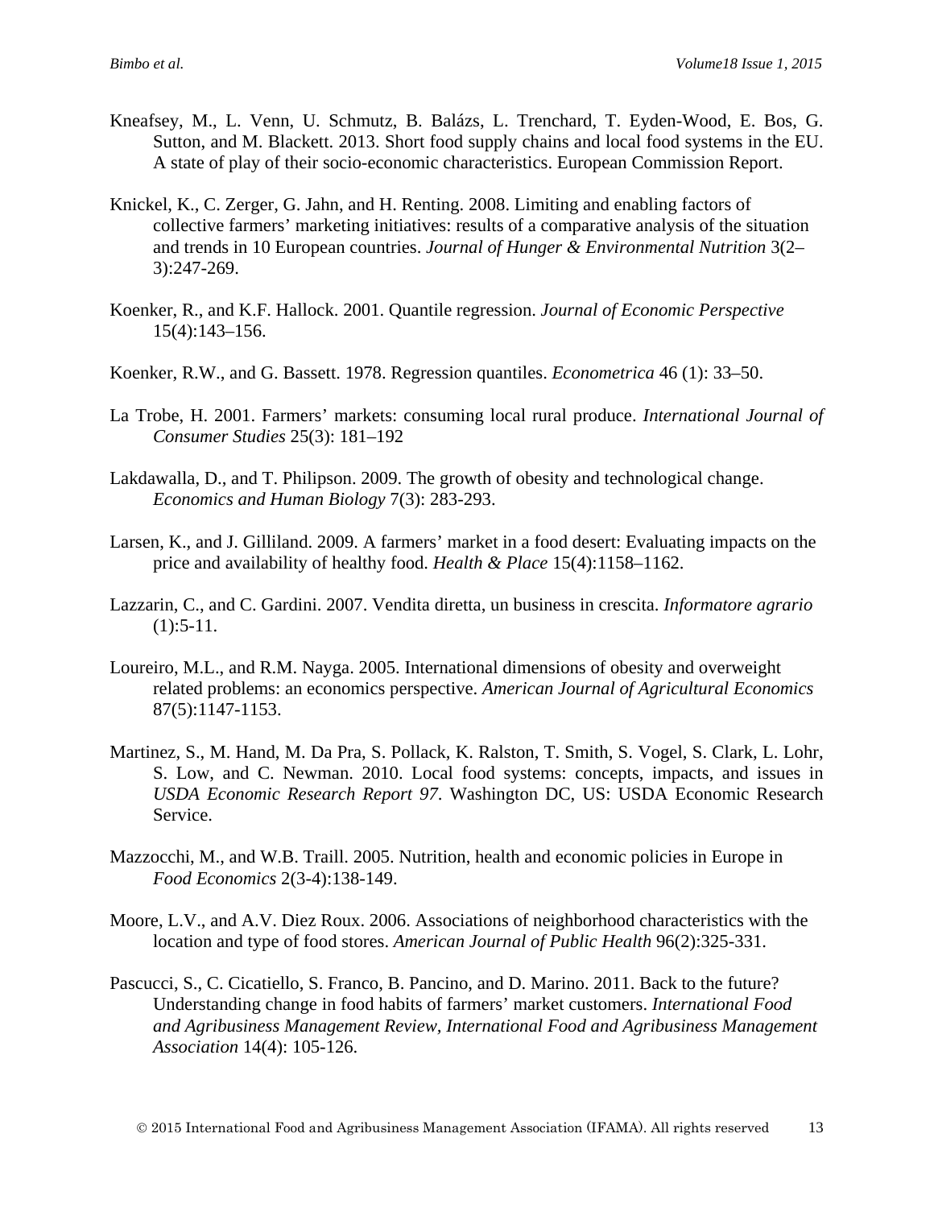Kneafsey, M., L. Venn, U. Schmutz, B. Balázs, L. Trenchard, T. Eyden-Wood, E. Bos, G. Sutton, and M. Blackett. 2013. Short food supply chains and local food systems in the EU. A state of play of their socio-economic characteristics. European Commission Report.

Knickel, K., C. Zerger, G. Jahn, and H. Renting. 2008. Limiting and enabling factors of collective farmers' marketing initiatives: results of a comparative analysis of the situation and trends in 10 European countries. *Journal of Hunger & Environmental Nutrition* 3(2–3):247-269.

Koenker, R., and K.F. Hallock. 2001. Quantile regression. *Journal of Economic Perspective* 15(4):143–156.

Koenker, R.W., and G. Bassett. 1978. Regression quantiles. *Econometrica* 46 (1): 33–50.

La Trobe, H. 2001. Farmers' markets: consuming local rural produce. *International Journal of Consumer Studies* 25(3): 181–192

Lakdawalla, D., and T. Philipson. 2009. The growth of obesity and technological change. *Economics and Human Biology* 7(3): 283-293.

Larsen, K., and J. Gilliland. 2009. A farmers' market in a food desert: Evaluating impacts on the price and availability of healthy food. *Health & Place* 15(4):1158–1162.

Lazzarin, C., and C. Gardini. 2007. Vendita diretta, un business in crescita. *Informatore agrario* (1):5-11.

Loureiro, M.L., and R.M. Nayga. 2005. International dimensions of obesity and overweight related problems: an economics perspective. *American Journal of Agricultural Economics* 87(5):1147-1153.

Martinez, S., M. Hand, M. Da Pra, S. Pollack, K. Ralston, T. Smith, S. Vogel, S. Clark, L. Lohr, S. Low, and C. Newman. 2010. Local food systems: concepts, impacts, and issues in *USDA Economic Research Report 97*. Washington DC, US: USDA Economic Research Service.

Mazzocchi, M., and W.B. Traill. 2005. Nutrition, health and economic policies in Europe in *Food Economics* 2(3-4):138-149.

Moore, L.V., and A.V. Diez Roux. 2006. Associations of neighborhood characteristics with the location and type of food stores. *American Journal of Public Health* 96(2):325-331.

Pascucci, S., C. Cicatiello, S. Franco, B. Pancino, and D. Marino. 2011. Back to the future? Understanding change in food habits of farmers' market customers. *International Food and Agribusiness Management Review*, *International Food and Agribusiness Management Association* 14(4): 105-126.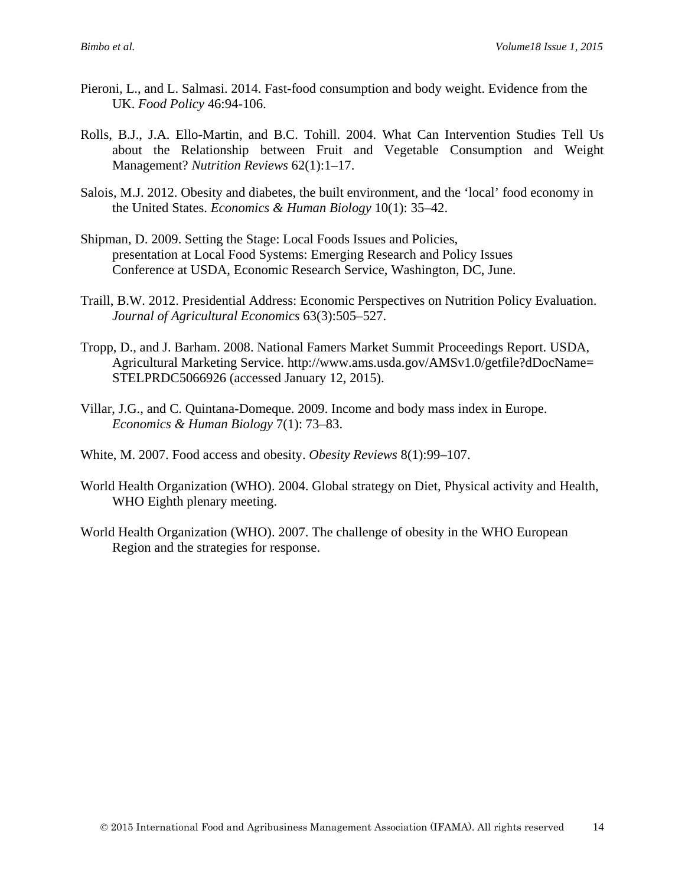Pieroni, L., and L. Salmasi. 2014. Fast-food consumption and body weight. Evidence from the UK. *Food Policy* 46:94-106.

Rolls, B.J., J.A. Ello-Martin, and B.C. Tohill. 2004. What Can Intervention Studies Tell Us about the Relationship between Fruit and Vegetable Consumption and Weight Management? *Nutrition Reviews* 62(1):1–17.

Salois, M.J. 2012. Obesity and diabetes, the built environment, and the 'local' food economy in the United States. *Economics & Human Biology* 10(1): 35–42.

Shipman, D. 2009. Setting the Stage: Local Foods Issues and Policies, presentation at Local Food Systems: Emerging Research and Policy Issues Conference at USDA, Economic Research Service, Washington, DC, June.

Traill, B.W. 2012. Presidential Address: Economic Perspectives on Nutrition Policy Evaluation. *Journal of Agricultural Economics* 63(3):505–527.

Tropp, D., and J. Barham. 2008. National Famers Market Summit Proceedings Report. USDA, Agricultural Marketing Service. http://www.ams.usda.gov/AMSv1.0/getfile?dDocName=STELPRDC5066926 (accessed January 12, 2015).

Villar, J.G., and C. Quintana-Domeque. 2009. Income and body mass index in Europe. *Economics & Human Biology* 7(1): 73–83.

White, M. 2007. Food access and obesity. *Obesity Reviews* 8(1):99–107.

World Health Organization (WHO). 2004. Global strategy on Diet, Physical activity and Health, WHO Eighth plenary meeting.

World Health Organization (WHO). 2007. The challenge of obesity in the WHO European Region and the strategies for response.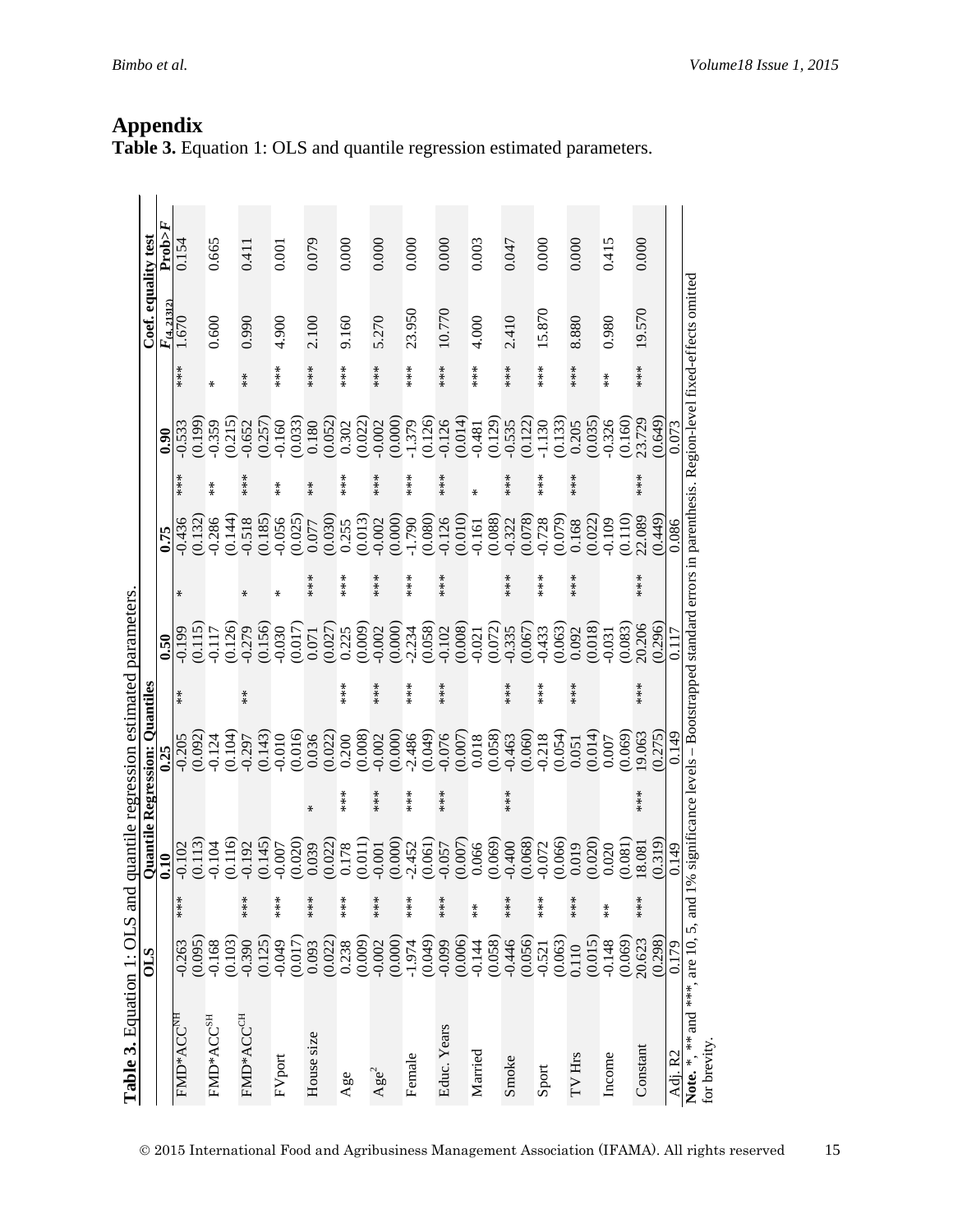# Appendix

**Table 3.** Equation 1: OLS and quantile regression estimated parameters.

| | OLS | | Quantile Regression: Quantiles | | | | | | | | | | Coef. equality test | |
|---|---|---|---|---|---|---|---|---|---|---|---|---|---|---|
| | | | 0.10 | | 0.25 | | 0.50 | | 0.75 | | 0.90 | | $F_{(4, 2132)}$ | Prob>F |
| FMD*ACC$^{NH}$ | -0.263 | *** | -0.102 | | -0.205 | ** | -0.199 | * | -0.436 | *** | -0.533 | *** | 1.670 | 0.154 |
| | (0.095) | | (0.113) | | (0.092) | | (0.115) | | (0.132) | | (0.199) | | | |
| FMD*ACC$^{SH}$ | -0.168 | | -0.104 | | -0.124 | | -0.117 | | -0.286 | ** | -0.359 | * | 0.600 | 0.665 |
| | (0.103) | | (0.116) | | (0.104) | | (0.126) | | (0.144) | | (0.215) | | | |
| FMD*ACC$^{CH}$ | -0.390 | *** | -0.192 | | -0.297 | ** | -0.279 | * | -0.518 | *** | -0.652 | ** | 0.990 | 0.411 |
| | (0.125) | | (0.145) | | (0.143) | | (0.156) | | (0.185) | | (0.257) | | | |
| FVport | -0.049 | *** | -0.007 | | -0.010 | | -0.030 | * | -0.056 | ** | -0.160 | *** | 4.900 | 0.001 |
| | (0.017) | | (0.020) | | (0.016) | | (0.017) | | (0.025) | | (0.033) | | | |
| House size | 0.093 | *** | 0.039 | * | 0.036 | | 0.071 | *** | 0.077 | ** | 0.180 | *** | 2.100 | 0.079 |
| | (0.022) | | (0.022) | | (0.022) | | (0.027) | | (0.030) | | (0.052) | | | |
| Age | 0.238 | *** | 0.178 | *** | 0.200 | *** | 0.225 | *** | 0.255 | *** | 0.302 | *** | 9.160 | 0.000 |
| | (0.009) | | (0.011) | | (0.008) | | (0.009) | | (0.013) | | (0.022) | | | |
| Age$^2$ | -0.002 | *** | -0.001 | *** | -0.002 | *** | -0.002 | *** | -0.002 | *** | -0.002 | *** | 5.270 | 0.000 |
| | (0.000) | | (0.000) | | (0.000) | | (0.000) | | (0.000) | | (0.000) | | | |
| Female | -1.974 | *** | -2.452 | *** | -2.486 | *** | -2.234 | *** | -1.790 | *** | -1.379 | *** | 23.950 | 0.000 |
| | (0.049) | | (0.061) | | (0.049) | | (0.058) | | (0.080) | | (0.126) | | | |
| Educ. Years | -0.099 | *** | -0.057 | *** | -0.076 | *** | -0.102 | *** | -0.126 | *** | -0.126 | *** | 10.770 | 0.000 |
| | (0.006) | | (0.007) | | (0.007) | | (0.008) | | (0.010) | | (0.014) | | | |
| Married | -0.144 | ** | 0.066 | | 0.018 | | -0.021 | | -0.161 | * | -0.481 | *** | 4.000 | 0.003 |
| | (0.058) | | (0.069) | | (0.058) | | (0.072) | | (0.088) | | (0.129) | | | |
| Smoke | -0.446 | *** | -0.400 | *** | -0.463 | *** | -0.335 | *** | -0.322 | *** | -0.535 | *** | 2.410 | 0.047 |
| | (0.056) | | (0.068) | | (0.060) | | (0.067) | | (0.078) | | (0.122) | | | |
| Sport | -0.521 | *** | -0.072 | | -0.218 | *** | -0.433 | *** | -0.728 | *** | -1.130 | *** | 15.870 | 0.000 |
| | (0.063) | | (0.066) | | (0.054) | | (0.063) | | (0.079) | | (0.133) | | | |
| TV Hrs | 0.110 | *** | 0.019 | | 0.051 | *** | 0.092 | *** | 0.168 | *** | 0.205 | *** | 8.880 | 0.000 |
| | (0.015) | | (0.020) | | (0.014) | | (0.018) | | (0.022) | | (0.035) | | | |
| Income | -0.148 | ** | 0.020 | | 0.007 | | -0.031 | | -0.109 | | -0.326 | ** | 0.980 | 0.415 |
| | (0.069) | | (0.081) | | (0.069) | | (0.083) | | (0.110) | | (0.160) | | | |
| Constant | 20.623 | *** | 18.081 | *** | 19.063 | *** | 20.206 | *** | 22.089 | *** | 23.729 | *** | 19.570 | 0.000 |
| | (0.298) | | (0.319) | | (0.275) | | (0.296) | | (0.449) | | (0.649) | | | |
| Adj. R2 | 0.179 | | 0.149 | | 0.149 | | 0.117 | | 0.086 | | 0.073 | | | |

**Note.** *, ** and ***, are 10, 5, and 1% significance levels – Bootstrapped standard errors in parenthesis. Region-level fixed-effects omitted for brevity.